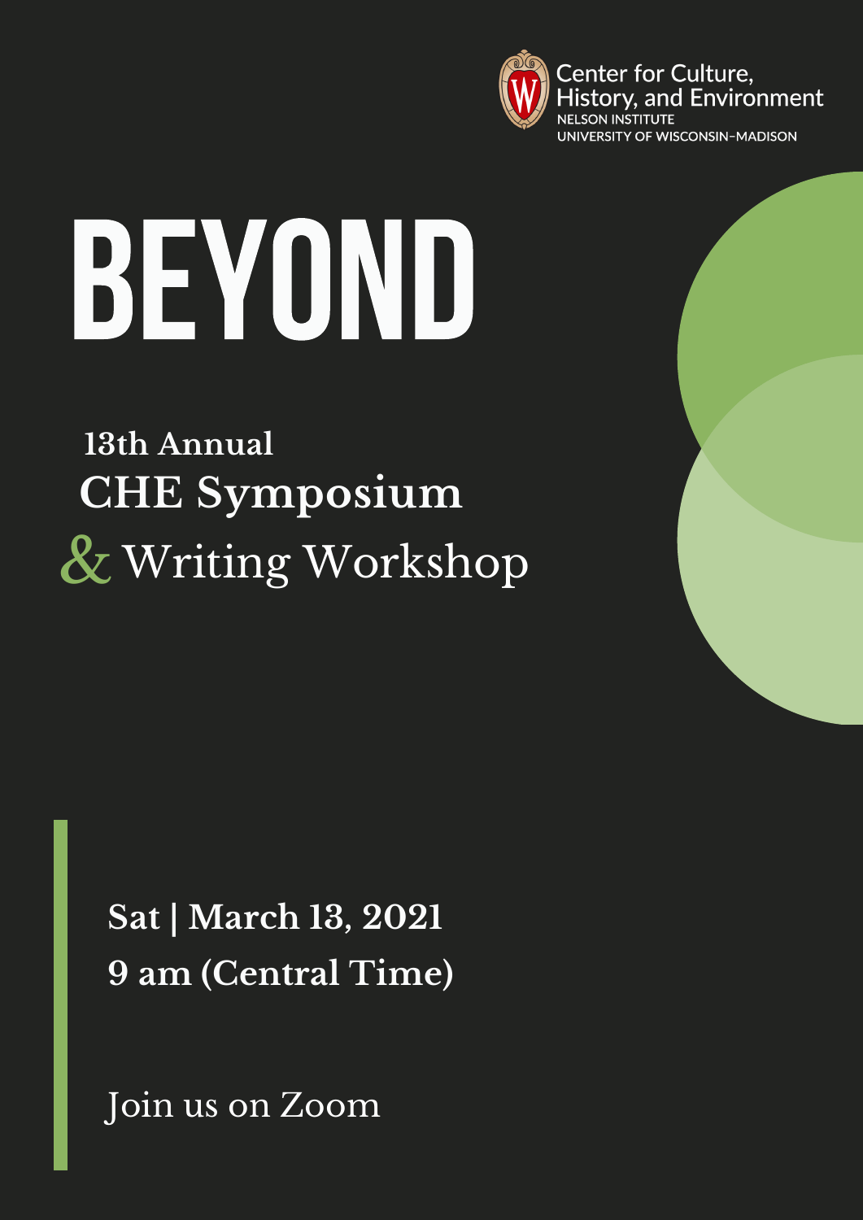Center for Culture, History, and Environment
NELSON INSTITUTE
UNIVERSITY OF WISCONSIN–MADISON

# BEYOND

## 13th Annual CHE Symposium & Writing Workshop

**Sat | March 13, 2021**

**9 am (Central Time)**

Join us on Zoom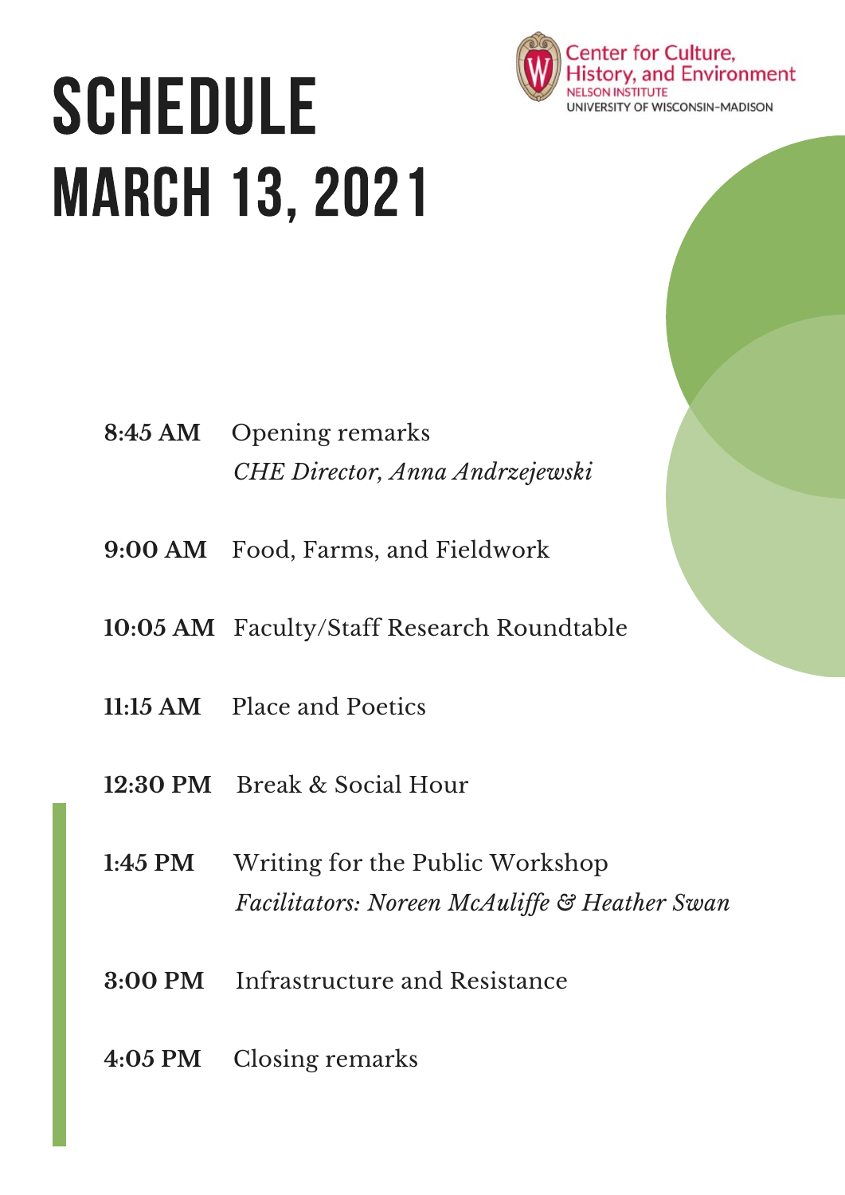# SCHEDULE MARCH 13, 2021

Center for Culture, History, and Environment
NELSON INSTITUTE
UNIVERSITY OF WISCONSIN–MADISON

**8:45 AM** Opening remarks
*CHE Director, Anna Andrzejewski*

**9:00 AM** Food, Farms, and Fieldwork

**10:05 AM** Faculty/Staff Research Roundtable

**11:15 AM** Place and Poetics

**12:30 PM** Break & Social Hour

**1:45 PM** Writing for the Public Workshop
*Facilitators: Noreen McAuliffe & Heather Swan*

**3:00 PM** Infrastructure and Resistance

**4:05 PM** Closing remarks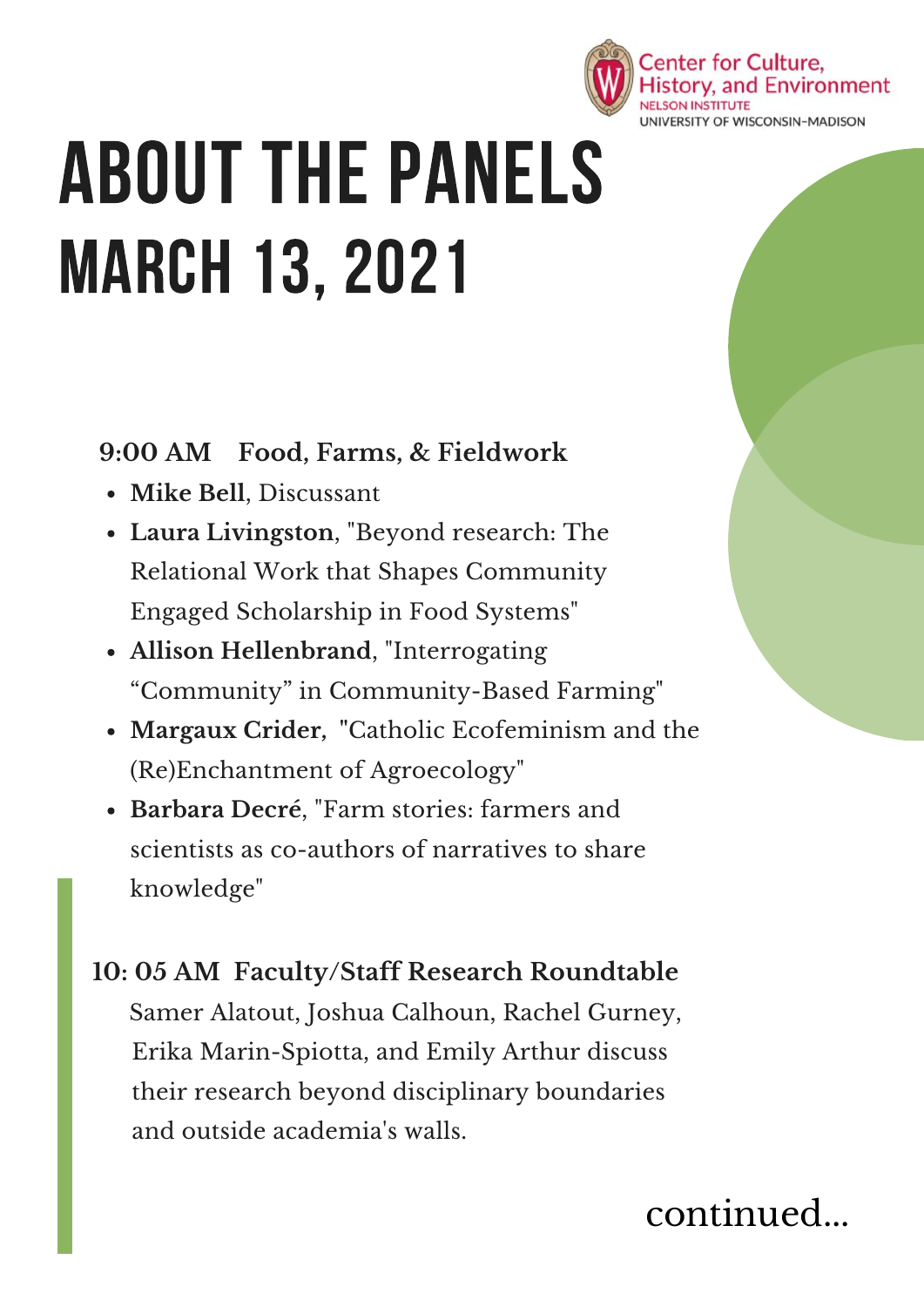Center for Culture, History, and Environment
NELSON INSTITUTE
UNIVERSITY OF WISCONSIN–MADISON

# ABOUT THE PANELS
## MARCH 13, 2021

**9:00 AM  Food, Farms, & Fieldwork**

- **Mike Bell**, Discussant
- **Laura Livingston**, "Beyond research: The Relational Work that Shapes Community Engaged Scholarship in Food Systems"
- **Allison Hellenbrand**, "Interrogating “Community” in Community-Based Farming"
- **Margaux Crider**, "Catholic Ecofeminism and the (Re)Enchantment of Agroecology"
- **Barbara Decré**, "Farm stories: farmers and scientists as co-authors of narratives to share knowledge"

**10: 05 AM  Faculty/Staff Research Roundtable**

Samer Alatout, Joshua Calhoun, Rachel Gurney, Erika Marin-Spiotta, and Emily Arthur discuss their research beyond disciplinary boundaries and outside academia's walls.

continued...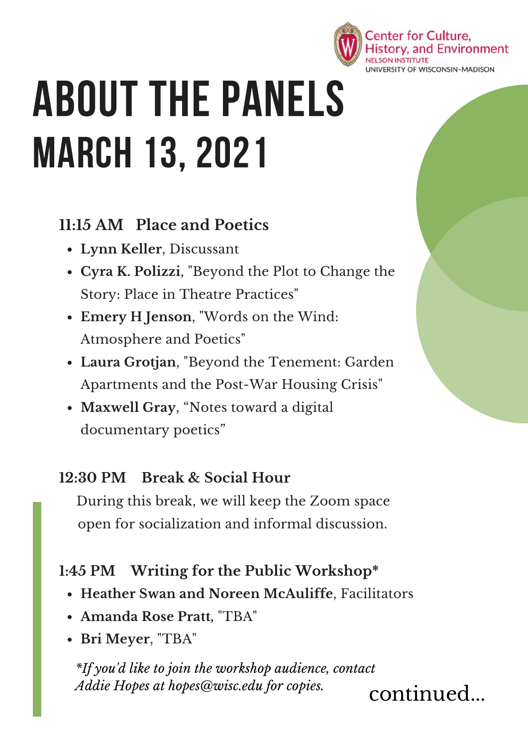Center for Culture, History, and Environment
NELSON INSTITUTE
UNIVERSITY OF WISCONSIN-MADISON

# ABOUT THE PANELS
# MARCH 13, 2021

### 11:15 AM Place and Poetics

- **Lynn Keller**, Discussant
- **Cyra K. Polizzi**, "Beyond the Plot to Change the Story: Place in Theatre Practices"
- **Emery H Jenson**, "Words on the Wind: Atmosphere and Poetics"
- **Laura Grotjan**, "Beyond the Tenement: Garden Apartments and the Post-War Housing Crisis"
- **Maxwell Gray**, "Notes toward a digital documentary poetics"

### 12:30 PM Break & Social Hour

During this break, we will keep the Zoom space open for socialization and informal discussion.

### 1:45 PM Writing for the Public Workshop*

- **Heather Swan and Noreen McAuliffe**, Facilitators
- **Amanda Rose Pratt**, "TBA"
- **Bri Meyer**, "TBA"

*\*If you'd like to join the workshop audience, contact Addie Hopes at hopes@wisc.edu for copies.*

continued...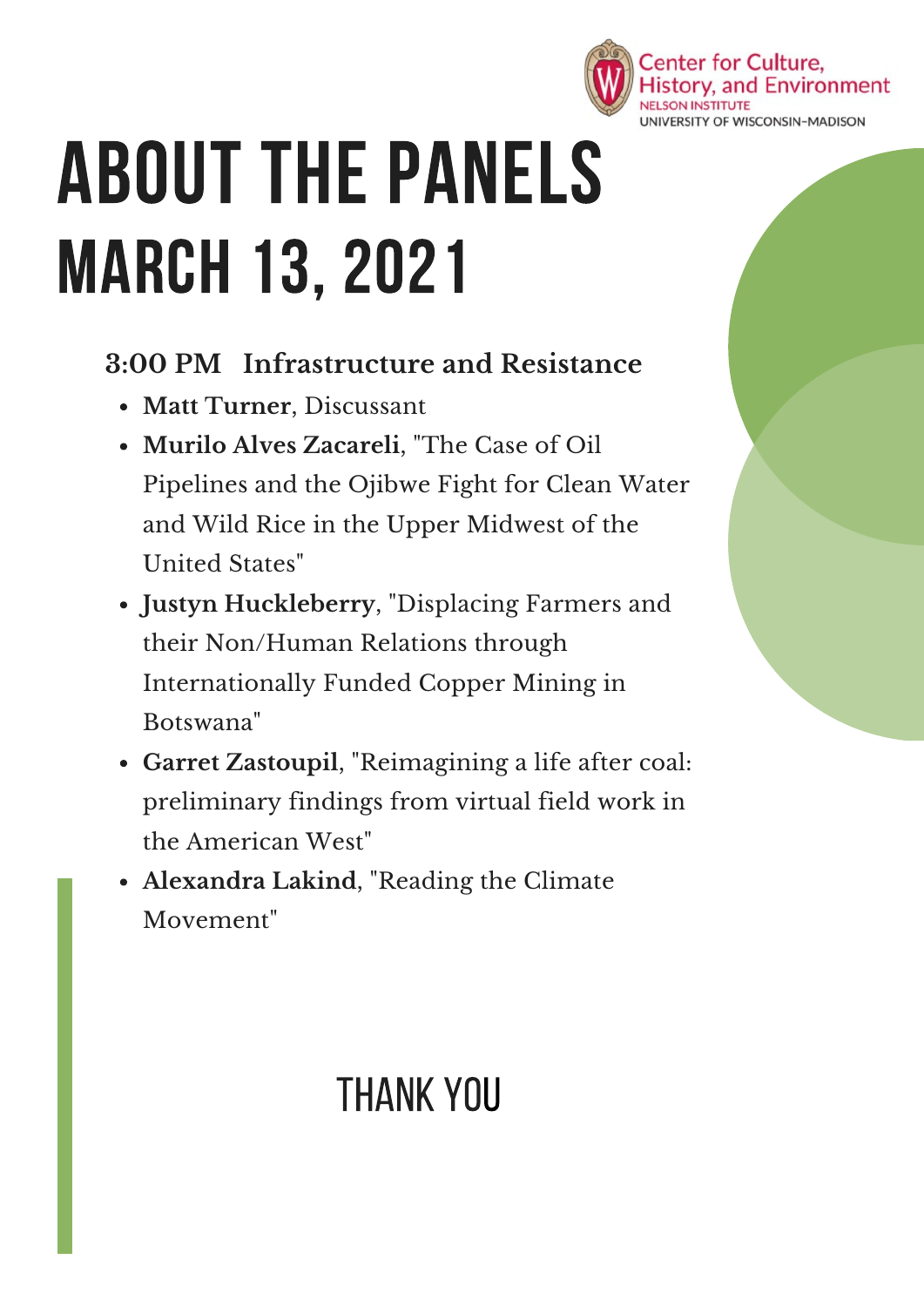Center for Culture, History, and Environment
NELSON INSTITUTE
UNIVERSITY OF WISCONSIN–MADISON

# ABOUT THE PANELS
# MARCH 13, 2021

### 3:00 PM Infrastructure and Resistance

- **Matt Turner**, Discussant
- **Murilo Alves Zacareli**, "The Case of Oil Pipelines and the Ojibwe Fight for Clean Water and Wild Rice in the Upper Midwest of the United States"
- **Justyn Huckleberry**, "Displacing Farmers and their Non/Human Relations through Internationally Funded Copper Mining in Botswana"
- **Garret Zastoupil**, "Reimagining a life after coal: preliminary findings from virtual field work in the American West"
- **Alexandra Lakind**, "Reading the Climate Movement"

## THANK YOU